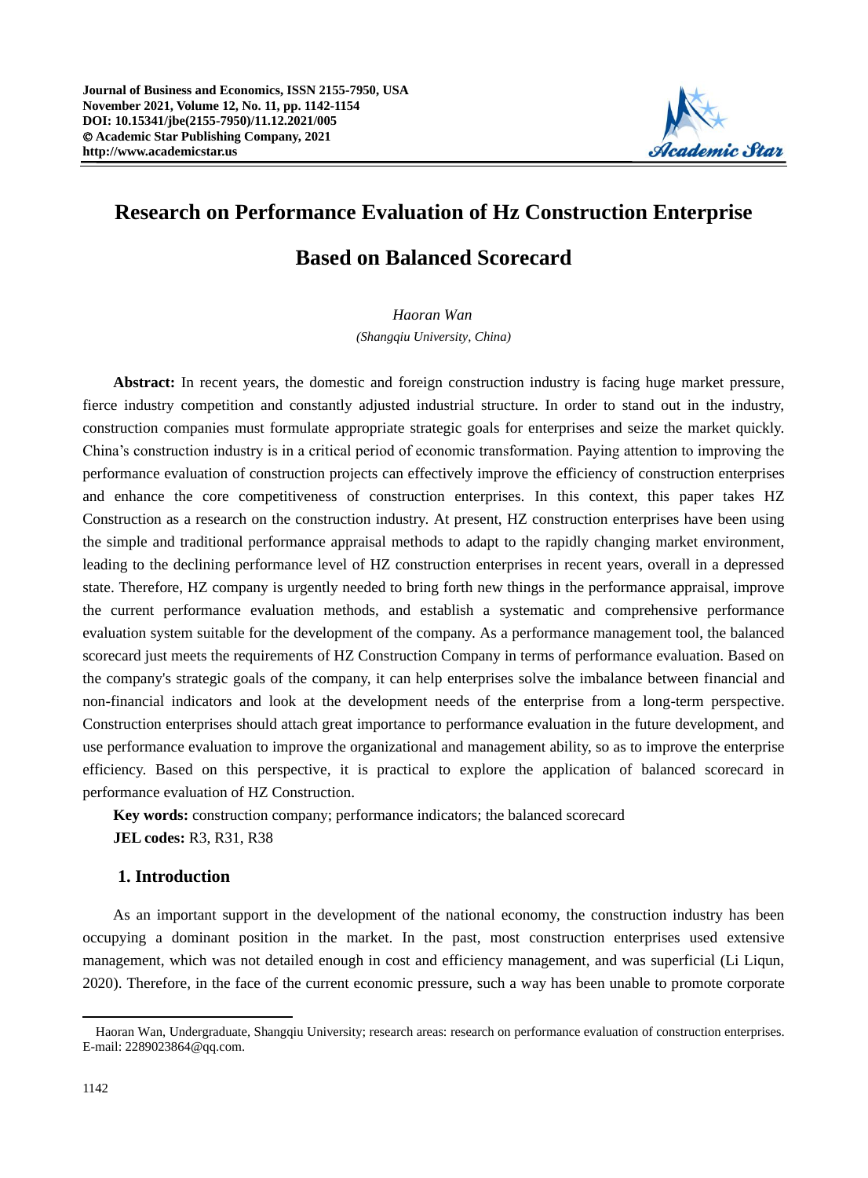# Research on Performance Evaluation of Hz Construction Enterprise Based on Balanced Scorecard

*Haoran Wan*

*(Shangqiu University, China)*

**Abstract:** In recent years, the domestic and foreign construction industry is facing huge market pressure, fierce industry competition and constantly adjusted industrial structure. In order to stand out in the industry, construction companies must formulate appropriate strategic goals for enterprises and seize the market quickly. China's construction industry is in a critical period of economic transformation. Paying attention to improving the performance evaluation of construction projects can effectively improve the efficiency of construction enterprises and enhance the core competitiveness of construction enterprises. In this context, this paper takes HZ Construction as a research on the construction industry. At present, HZ construction enterprises have been using the simple and traditional performance appraisal methods to adapt to the rapidly changing market environment, leading to the declining performance level of HZ construction enterprises in recent years, overall in a depressed state. Therefore, HZ company is urgently needed to bring forth new things in the performance appraisal, improve the current performance evaluation methods, and establish a systematic and comprehensive performance evaluation system suitable for the development of the company. As a performance management tool, the balanced scorecard just meets the requirements of HZ Construction Company in terms of performance evaluation. Based on the company's strategic goals of the company, it can help enterprises solve the imbalance between financial and non-financial indicators and look at the development needs of the enterprise from a long-term perspective. Construction enterprises should attach great importance to performance evaluation in the future development, and use performance evaluation to improve the organizational and management ability, so as to improve the enterprise efficiency. Based on this perspective, it is practical to explore the application of balanced scorecard in performance evaluation of HZ Construction.

**Key words:** construction company; performance indicators; the balanced scorecard

**JEL codes:** R3, R31, R38

## 1. Introduction

As an important support in the development of the national economy, the construction industry has been occupying a dominant position in the market. In the past, most construction enterprises used extensive management, which was not detailed enough in cost and efficiency management, and was superficial (Li Liqun, 2020). Therefore, in the face of the current economic pressure, such a way has been unable to promote corporate

---

Haoran Wan, Undergraduate, Shangqiu University; research areas: research on performance evaluation of construction enterprises. E-mail: 2289023864@qq.com.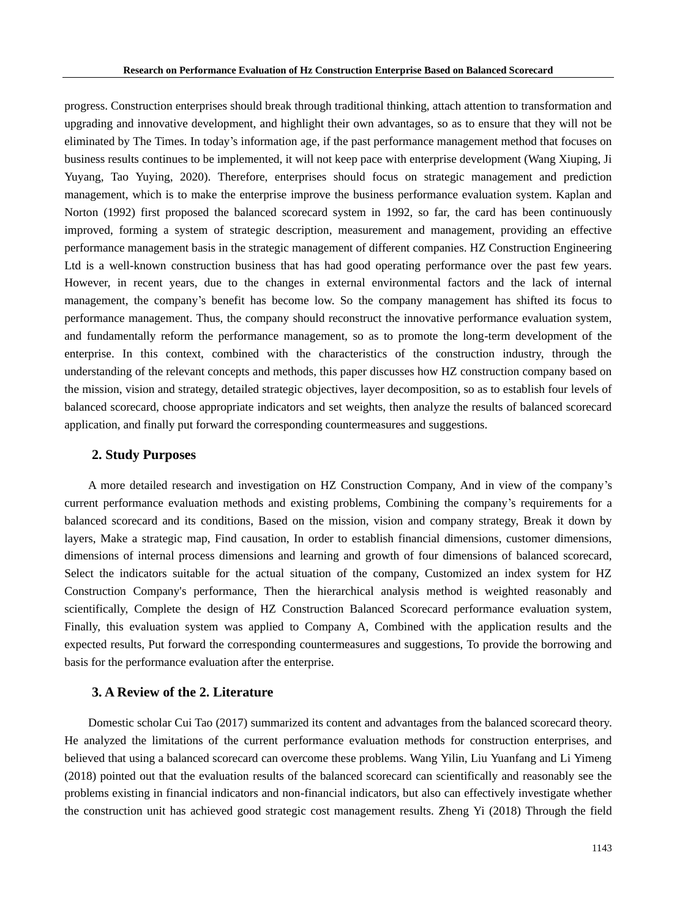progress. Construction enterprises should break through traditional thinking, attach attention to transformation and upgrading and innovative development, and highlight their own advantages, so as to ensure that they will not be eliminated by The Times. In today's information age, if the past performance management method that focuses on business results continues to be implemented, it will not keep pace with enterprise development (Wang Xiuping, Ji Yuyang, Tao Yuying, 2020). Therefore, enterprises should focus on strategic management and prediction management, which is to make the enterprise improve the business performance evaluation system. Kaplan and Norton (1992) first proposed the balanced scorecard system in 1992, so far, the card has been continuously improved, forming a system of strategic description, measurement and management, providing an effective performance management basis in the strategic management of different companies. HZ Construction Engineering Ltd is a well-known construction business that has had good operating performance over the past few years. However, in recent years, due to the changes in external environmental factors and the lack of internal management, the company's benefit has become low. So the company management has shifted its focus to performance management. Thus, the company should reconstruct the innovative performance evaluation system, and fundamentally reform the performance management, so as to promote the long-term development of the enterprise. In this context, combined with the characteristics of the construction industry, through the understanding of the relevant concepts and methods, this paper discusses how HZ construction company based on the mission, vision and strategy, detailed strategic objectives, layer decomposition, so as to establish four levels of balanced scorecard, choose appropriate indicators and set weights, then analyze the results of balanced scorecard application, and finally put forward the corresponding countermeasures and suggestions.

## 2. Study Purposes

A more detailed research and investigation on HZ Construction Company, And in view of the company's current performance evaluation methods and existing problems, Combining the company's requirements for a balanced scorecard and its conditions, Based on the mission, vision and company strategy, Break it down by layers, Make a strategic map, Find causation, In order to establish financial dimensions, customer dimensions, dimensions of internal process dimensions and learning and growth of four dimensions of balanced scorecard, Select the indicators suitable for the actual situation of the company, Customized an index system for HZ Construction Company's performance, Then the hierarchical analysis method is weighted reasonably and scientifically, Complete the design of HZ Construction Balanced Scorecard performance evaluation system, Finally, this evaluation system was applied to Company A, Combined with the application results and the expected results, Put forward the corresponding countermeasures and suggestions, To provide the borrowing and basis for the performance evaluation after the enterprise.

## 3. A Review of the 2. Literature

Domestic scholar Cui Tao (2017) summarized its content and advantages from the balanced scorecard theory. He analyzed the limitations of the current performance evaluation methods for construction enterprises, and believed that using a balanced scorecard can overcome these problems. Wang Yilin, Liu Yuanfang and Li Yimeng (2018) pointed out that the evaluation results of the balanced scorecard can scientifically and reasonably see the problems existing in financial indicators and non-financial indicators, but also can effectively investigate whether the construction unit has achieved good strategic cost management results. Zheng Yi (2018) Through the field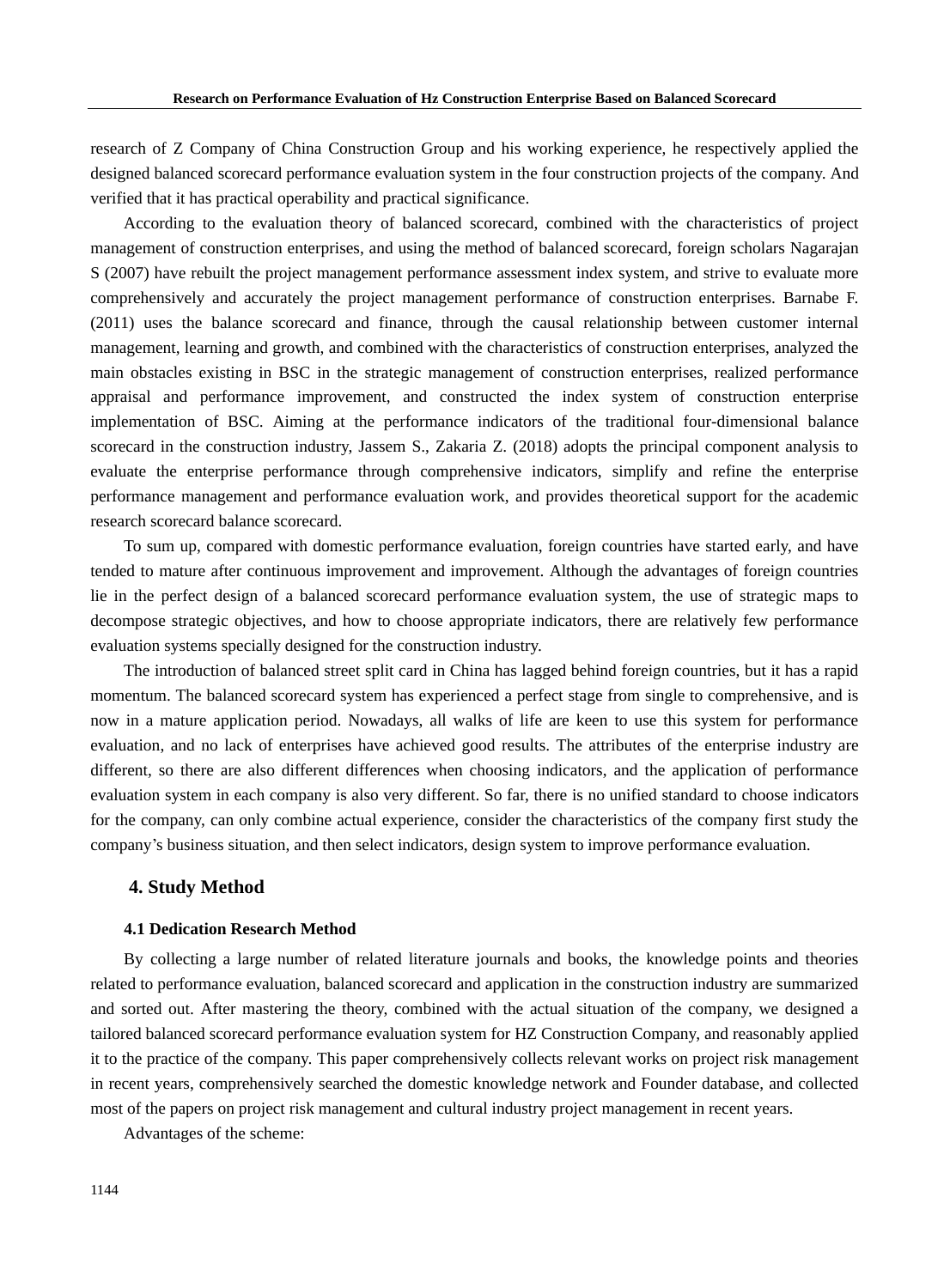research of Z Company of China Construction Group and his working experience, he respectively applied the designed balanced scorecard performance evaluation system in the four construction projects of the company. And verified that it has practical operability and practical significance.

According to the evaluation theory of balanced scorecard, combined with the characteristics of project management of construction enterprises, and using the method of balanced scorecard, foreign scholars Nagarajan S (2007) have rebuilt the project management performance assessment index system, and strive to evaluate more comprehensively and accurately the project management performance of construction enterprises. Barnabe F. (2011) uses the balance scorecard and finance, through the causal relationship between customer internal management, learning and growth, and combined with the characteristics of construction enterprises, analyzed the main obstacles existing in BSC in the strategic management of construction enterprises, realized performance appraisal and performance improvement, and constructed the index system of construction enterprise implementation of BSC. Aiming at the performance indicators of the traditional four-dimensional balance scorecard in the construction industry, Jassem S., Zakaria Z. (2018) adopts the principal component analysis to evaluate the enterprise performance through comprehensive indicators, simplify and refine the enterprise performance management and performance evaluation work, and provides theoretical support for the academic research scorecard balance scorecard.

To sum up, compared with domestic performance evaluation, foreign countries have started early, and have tended to mature after continuous improvement and improvement. Although the advantages of foreign countries lie in the perfect design of a balanced scorecard performance evaluation system, the use of strategic maps to decompose strategic objectives, and how to choose appropriate indicators, there are relatively few performance evaluation systems specially designed for the construction industry.

The introduction of balanced street split card in China has lagged behind foreign countries, but it has a rapid momentum. The balanced scorecard system has experienced a perfect stage from single to comprehensive, and is now in a mature application period. Nowadays, all walks of life are keen to use this system for performance evaluation, and no lack of enterprises have achieved good results. The attributes of the enterprise industry are different, so there are also different differences when choosing indicators, and the application of performance evaluation system in each company is also very different. So far, there is no unified standard to choose indicators for the company, can only combine actual experience, consider the characteristics of the company first study the company's business situation, and then select indicators, design system to improve performance evaluation.

## 4. Study Method

### 4.1 Dedication Research Method

By collecting a large number of related literature journals and books, the knowledge points and theories related to performance evaluation, balanced scorecard and application in the construction industry are summarized and sorted out. After mastering the theory, combined with the actual situation of the company, we designed a tailored balanced scorecard performance evaluation system for HZ Construction Company, and reasonably applied it to the practice of the company. This paper comprehensively collects relevant works on project risk management in recent years, comprehensively searched the domestic knowledge network and Founder database, and collected most of the papers on project risk management and cultural industry project management in recent years.

Advantages of the scheme: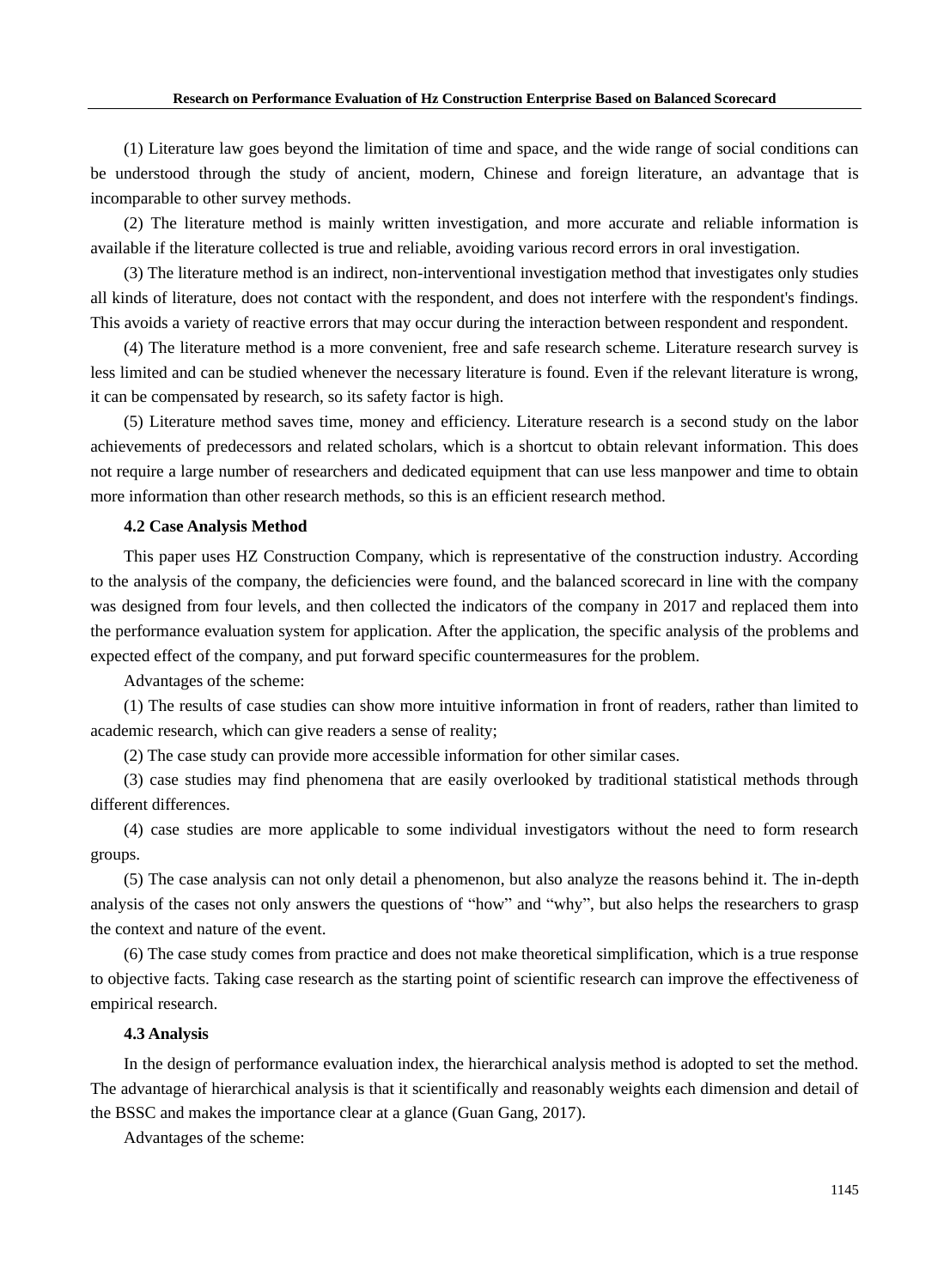(1) Literature law goes beyond the limitation of time and space, and the wide range of social conditions can be understood through the study of ancient, modern, Chinese and foreign literature, an advantage that is incomparable to other survey methods.

(2) The literature method is mainly written investigation, and more accurate and reliable information is available if the literature collected is true and reliable, avoiding various record errors in oral investigation.

(3) The literature method is an indirect, non-interventional investigation method that investigates only studies all kinds of literature, does not contact with the respondent, and does not interfere with the respondent's findings. This avoids a variety of reactive errors that may occur during the interaction between respondent and respondent.

(4) The literature method is a more convenient, free and safe research scheme. Literature research survey is less limited and can be studied whenever the necessary literature is found. Even if the relevant literature is wrong, it can be compensated by research, so its safety factor is high.

(5) Literature method saves time, money and efficiency. Literature research is a second study on the labor achievements of predecessors and related scholars, which is a shortcut to obtain relevant information. This does not require a large number of researchers and dedicated equipment that can use less manpower and time to obtain more information than other research methods, so this is an efficient research method.

### 4.2 Case Analysis Method

This paper uses HZ Construction Company, which is representative of the construction industry. According to the analysis of the company, the deficiencies were found, and the balanced scorecard in line with the company was designed from four levels, and then collected the indicators of the company in 2017 and replaced them into the performance evaluation system for application. After the application, the specific analysis of the problems and expected effect of the company, and put forward specific countermeasures for the problem.

Advantages of the scheme:

(1) The results of case studies can show more intuitive information in front of readers, rather than limited to academic research, which can give readers a sense of reality;

(2) The case study can provide more accessible information for other similar cases.

(3) case studies may find phenomena that are easily overlooked by traditional statistical methods through different differences.

(4) case studies are more applicable to some individual investigators without the need to form research groups.

(5) The case analysis can not only detail a phenomenon, but also analyze the reasons behind it. The in-depth analysis of the cases not only answers the questions of "how" and "why", but also helps the researchers to grasp the context and nature of the event.

(6) The case study comes from practice and does not make theoretical simplification, which is a true response to objective facts. Taking case research as the starting point of scientific research can improve the effectiveness of empirical research.

### 4.3 Analysis

In the design of performance evaluation index, the hierarchical analysis method is adopted to set the method. The advantage of hierarchical analysis is that it scientifically and reasonably weights each dimension and detail of the BSSC and makes the importance clear at a glance (Guan Gang, 2017).

Advantages of the scheme: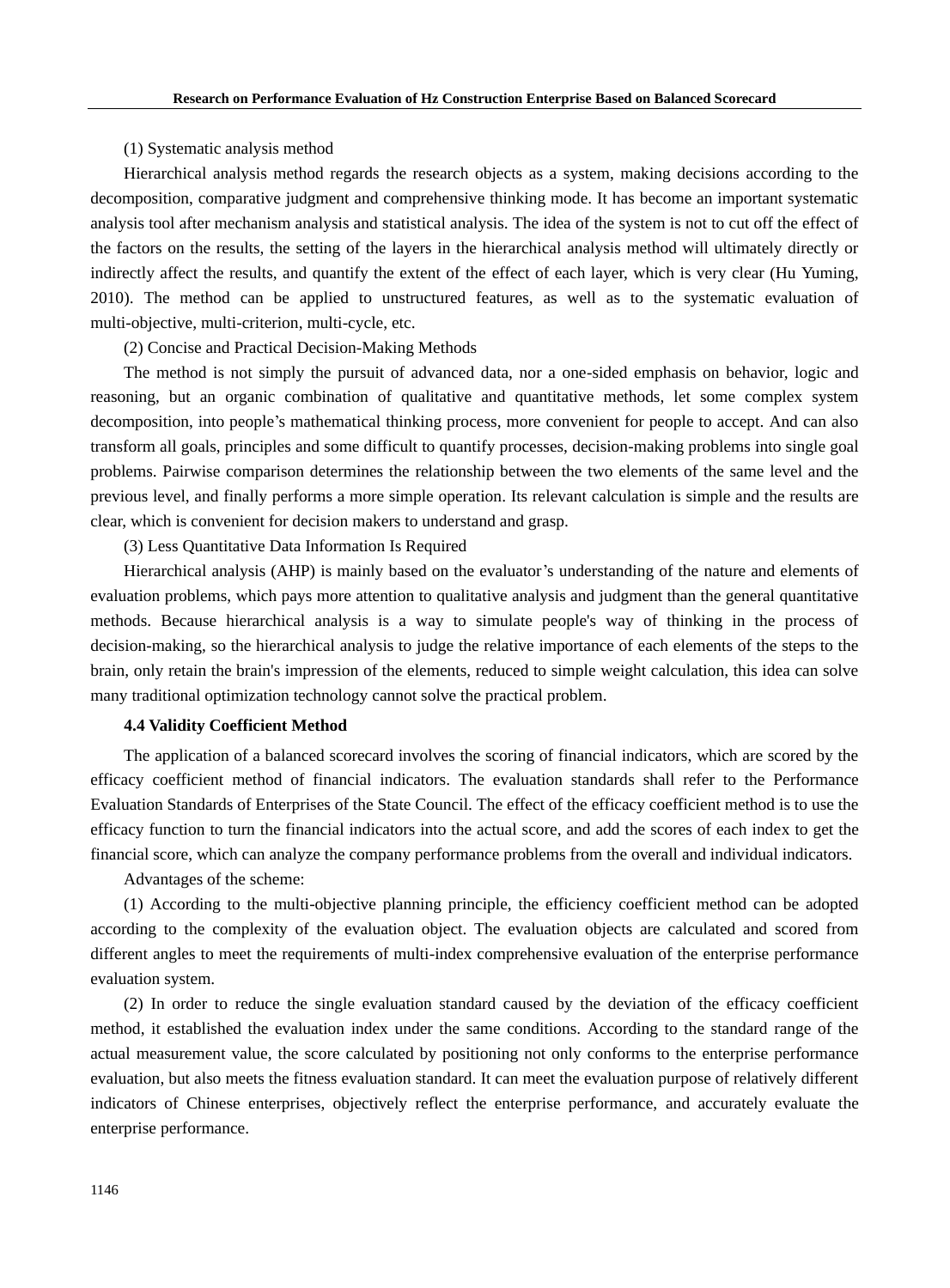(1) Systematic analysis method

Hierarchical analysis method regards the research objects as a system, making decisions according to the decomposition, comparative judgment and comprehensive thinking mode. It has become an important systematic analysis tool after mechanism analysis and statistical analysis. The idea of the system is not to cut off the effect of the factors on the results, the setting of the layers in the hierarchical analysis method will ultimately directly or indirectly affect the results, and quantify the extent of the effect of each layer, which is very clear (Hu Yuming, 2010). The method can be applied to unstructured features, as well as to the systematic evaluation of multi-objective, multi-criterion, multi-cycle, etc.

(2) Concise and Practical Decision-Making Methods

The method is not simply the pursuit of advanced data, nor a one-sided emphasis on behavior, logic and reasoning, but an organic combination of qualitative and quantitative methods, let some complex system decomposition, into people's mathematical thinking process, more convenient for people to accept. And can also transform all goals, principles and some difficult to quantify processes, decision-making problems into single goal problems. Pairwise comparison determines the relationship between the two elements of the same level and the previous level, and finally performs a more simple operation. Its relevant calculation is simple and the results are clear, which is convenient for decision makers to understand and grasp.

(3) Less Quantitative Data Information Is Required

Hierarchical analysis (AHP) is mainly based on the evaluator's understanding of the nature and elements of evaluation problems, which pays more attention to qualitative analysis and judgment than the general quantitative methods. Because hierarchical analysis is a way to simulate people's way of thinking in the process of decision-making, so the hierarchical analysis to judge the relative importance of each elements of the steps to the brain, only retain the brain's impression of the elements, reduced to simple weight calculation, this idea can solve many traditional optimization technology cannot solve the practical problem.

### 4.4 Validity Coefficient Method

The application of a balanced scorecard involves the scoring of financial indicators, which are scored by the efficacy coefficient method of financial indicators. The evaluation standards shall refer to the Performance Evaluation Standards of Enterprises of the State Council. The effect of the efficacy coefficient method is to use the efficacy function to turn the financial indicators into the actual score, and add the scores of each index to get the financial score, which can analyze the company performance problems from the overall and individual indicators.

Advantages of the scheme:

(1) According to the multi-objective planning principle, the efficiency coefficient method can be adopted according to the complexity of the evaluation object. The evaluation objects are calculated and scored from different angles to meet the requirements of multi-index comprehensive evaluation of the enterprise performance evaluation system.

(2) In order to reduce the single evaluation standard caused by the deviation of the efficacy coefficient method, it established the evaluation index under the same conditions. According to the standard range of the actual measurement value, the score calculated by positioning not only conforms to the enterprise performance evaluation, but also meets the fitness evaluation standard. It can meet the evaluation purpose of relatively different indicators of Chinese enterprises, objectively reflect the enterprise performance, and accurately evaluate the enterprise performance.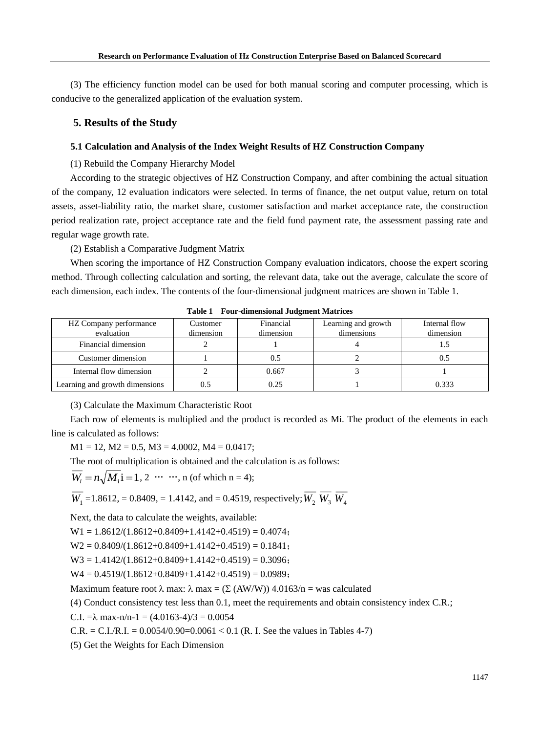(3) The efficiency function model can be used for both manual scoring and computer processing, which is conducive to the generalized application of the evaluation system.

## 5. Results of the Study

### 5.1 Calculation and Analysis of the Index Weight Results of HZ Construction Company

(1) Rebuild the Company Hierarchy Model

According to the strategic objectives of HZ Construction Company, and after combining the actual situation of the company, 12 evaluation indicators were selected. In terms of finance, the net output value, return on total assets, asset-liability ratio, the market share, customer satisfaction and market acceptance rate, the construction period realization rate, project acceptance rate and the field fund payment rate, the assessment passing rate and regular wage growth rate.

(2) Establish a Comparative Judgment Matrix

When scoring the importance of HZ Construction Company evaluation indicators, choose the expert scoring method. Through collecting calculation and sorting, the relevant data, take out the average, calculate the score of each dimension, each index. The contents of the four-dimensional judgment matrices are shown in Table 1.

**Table 1 Four-dimensional Judgment Matrices**

| HZ Company performance evaluation | Customer dimension | Financial dimension | Learning and growth dimensions | Internal flow dimension |
|---|---|---|---|---|
| Financial dimension | 2 | 1 | 4 | 1.5 |
| Customer dimension | 1 | 0.5 | 2 | 0.5 |
| Internal flow dimension | 2 | 0.667 | 3 | 1 |
| Learning and growth dimensions | 0.5 | 0.25 | 1 | 0.333 |

(3) Calculate the Maximum Characteristic Root

Each row of elements is multiplied and the product is recorded as Mi. The product of the elements in each line is calculated as follows:

M1 = 12, M2 = 0.5, M3 = 4.0002, M4 = 0.0417;

The root of multiplication is obtained and the calculation is as follows:

$\overline{W_i} = n\sqrt{M_i}$ i = 1, 2 ⋯ ⋯, n (of which n = 4);

$\overline{W_1}$ =1.8612, = 0.8409, = 1.4142, and = 0.4519, respectively; $\overline{W_2}$ $\overline{W_3}$ $\overline{W_4}$

Next, the data to calculate the weights, available:

W1 = 1.8612/(1.8612+0.8409+1.4142+0.4519) = 0.4074;

W2 = 0.8409/(1.8612+0.8409+1.4142+0.4519) = 0.1841;

W3 = 1.4142/(1.8612+0.8409+1.4142+0.4519) = 0.3096;

W4 = 0.4519/(1.8612+0.8409+1.4142+0.4519) = 0.0989;

Maximum feature root λ max: λ max = (Σ (AW/W)) 4.0163/n = was calculated

(4) Conduct consistency test less than 0.1, meet the requirements and obtain consistency index C.R.;

C.I. =λ max-n/n-1 = (4.0163-4)/3 = 0.0054

C.R. = C.I./R.I. = 0.0054/0.90=0.0061 < 0.1 (R. I. See the values in Tables 4-7)

(5) Get the Weights for Each Dimension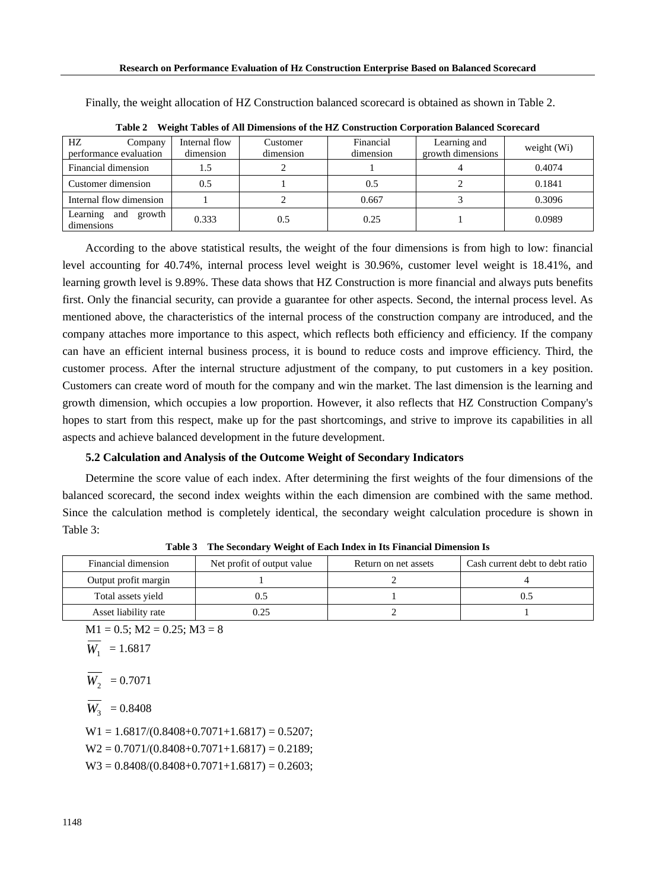Finally, the weight allocation of HZ Construction balanced scorecard is obtained as shown in Table 2.

**Table 2 Weight Tables of All Dimensions of the HZ Construction Corporation Balanced Scorecard**

| HZ Company performance evaluation | Internal flow dimension | Customer dimension | Financial dimension | Learning and growth dimensions | weight (Wi) |
|---|---|---|---|---|---|
| Financial dimension | 1.5 | 2 | 1 | 4 | 0.4074 |
| Customer dimension | 0.5 | 1 | 0.5 | 2 | 0.1841 |
| Internal flow dimension | 1 | 2 | 0.667 | 3 | 0.3096 |
| Learning and growth dimensions | 0.333 | 0.5 | 0.25 | 1 | 0.0989 |

According to the above statistical results, the weight of the four dimensions is from high to low: financial level accounting for 40.74%, internal process level weight is 30.96%, customer level weight is 18.41%, and learning growth level is 9.89%. These data shows that HZ Construction is more financial and always puts benefits first. Only the financial security, can provide a guarantee for other aspects. Second, the internal process level. As mentioned above, the characteristics of the internal process of the construction company are introduced, and the company attaches more importance to this aspect, which reflects both efficiency and efficiency. If the company can have an efficient internal business process, it is bound to reduce costs and improve efficiency. Third, the customer process. After the internal structure adjustment of the company, to put customers in a key position. Customers can create word of mouth for the company and win the market. The last dimension is the learning and growth dimension, which occupies a low proportion. However, it also reflects that HZ Construction Company's hopes to start from this respect, make up for the past shortcomings, and strive to improve its capabilities in all aspects and achieve balanced development in the future development.

### 5.2 Calculation and Analysis of the Outcome Weight of Secondary Indicators

Determine the score value of each index. After determining the first weights of the four dimensions of the balanced scorecard, the second index weights within the each dimension are combined with the same method. Since the calculation method is completely identical, the secondary weight calculation procedure is shown in Table 3:

**Table 3 The Secondary Weight of Each Index in Its Financial Dimension Is**

| Financial dimension | Net profit of output value | Return on net assets | Cash current debt to debt ratio |
|---|---|---|---|
| Output profit margin | 1 | 2 | 4 |
| Total assets yield | 0.5 | 1 | 0.5 |
| Asset liability rate | 0.25 | 2 | 1 |

$M1 = 0.5$; $M2 = 0.25$; $M3 = 8$

$\overline{W_1} = 1.6817$

$\overline{W_2} = 0.7071$

$\overline{W_3} = 0.8408$

$W1 = 1.6817/(0.8408+0.7071+1.6817) = 0.5207$;

$W2 = 0.7071/(0.8408+0.7071+1.6817) = 0.2189$;

$W3 = 0.8408/(0.8408+0.7071+1.6817) = 0.2603$;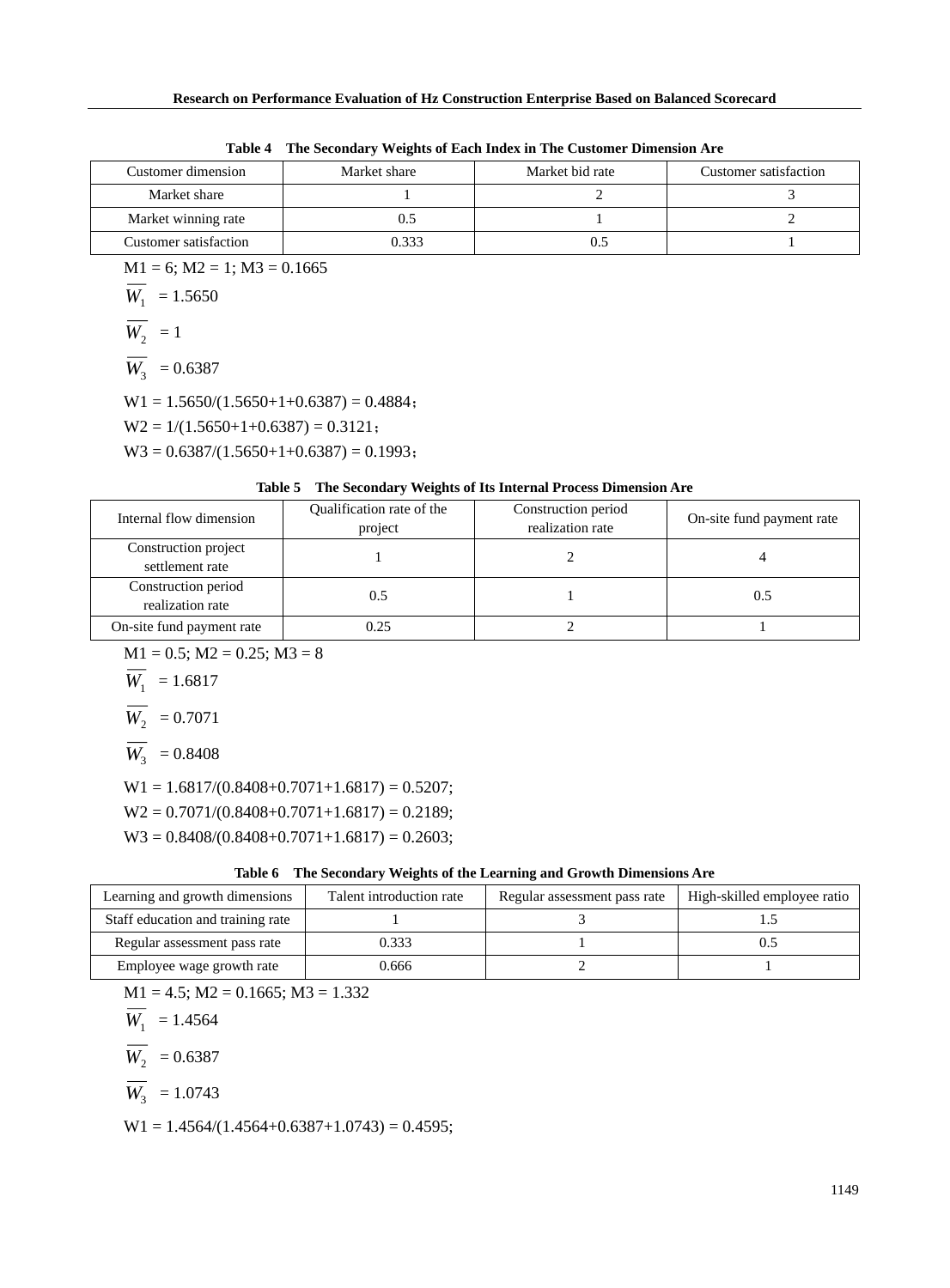**Table 4 The Secondary Weights of Each Index in The Customer Dimension Are**

| Customer dimension | Market share | Market bid rate | Customer satisfaction |
|---|---|---|---|
| Market share | 1 | 2 | 3 |
| Market winning rate | 0.5 | 1 | 2 |
| Customer satisfaction | 0.333 | 0.5 | 1 |

M1 = 6; M2 = 1; M3 = 0.1665

$\overline{W_1}$ = 1.5650

$\overline{W_2}$ = 1

$\overline{W_3}$ = 0.6387

W1 = 1.5650/(1.5650+1+0.6387) = 0.4884；

W2 = 1/(1.5650+1+0.6387) = 0.3121；

W3 = 0.6387/(1.5650+1+0.6387) = 0.1993；

**Table 5 The Secondary Weights of Its Internal Process Dimension Are**

| Internal flow dimension | Qualification rate of the project | Construction period realization rate | On-site fund payment rate |
|---|---|---|---|
| Construction project settlement rate | 1 | 2 | 4 |
| Construction period realization rate | 0.5 | 1 | 0.5 |
| On-site fund payment rate | 0.25 | 2 | 1 |

M1 = 0.5; M2 = 0.25; M3 = 8

$\overline{W_1}$ = 1.6817

$\overline{W_2}$ = 0.7071

$\overline{W_3}$ = 0.8408

W1 = 1.6817/(0.8408+0.7071+1.6817) = 0.5207;

W2 = 0.7071/(0.8408+0.7071+1.6817) = 0.2189;

W3 = 0.8408/(0.8408+0.7071+1.6817) = 0.2603;

**Table 6 The Secondary Weights of the Learning and Growth Dimensions Are**

| Learning and growth dimensions | Talent introduction rate | Regular assessment pass rate | High-skilled employee ratio |
|---|---|---|---|
| Staff education and training rate | 1 | 3 | 1.5 |
| Regular assessment pass rate | 0.333 | 1 | 0.5 |
| Employee wage growth rate | 0.666 | 2 | 1 |

M1 = 4.5; M2 = 0.1665; M3 = 1.332

$\overline{W_1}$ = 1.4564

$\overline{W_2}$ = 0.6387

$\overline{W_3}$ = 1.0743

W1 = 1.4564/(1.4564+0.6387+1.0743) = 0.4595;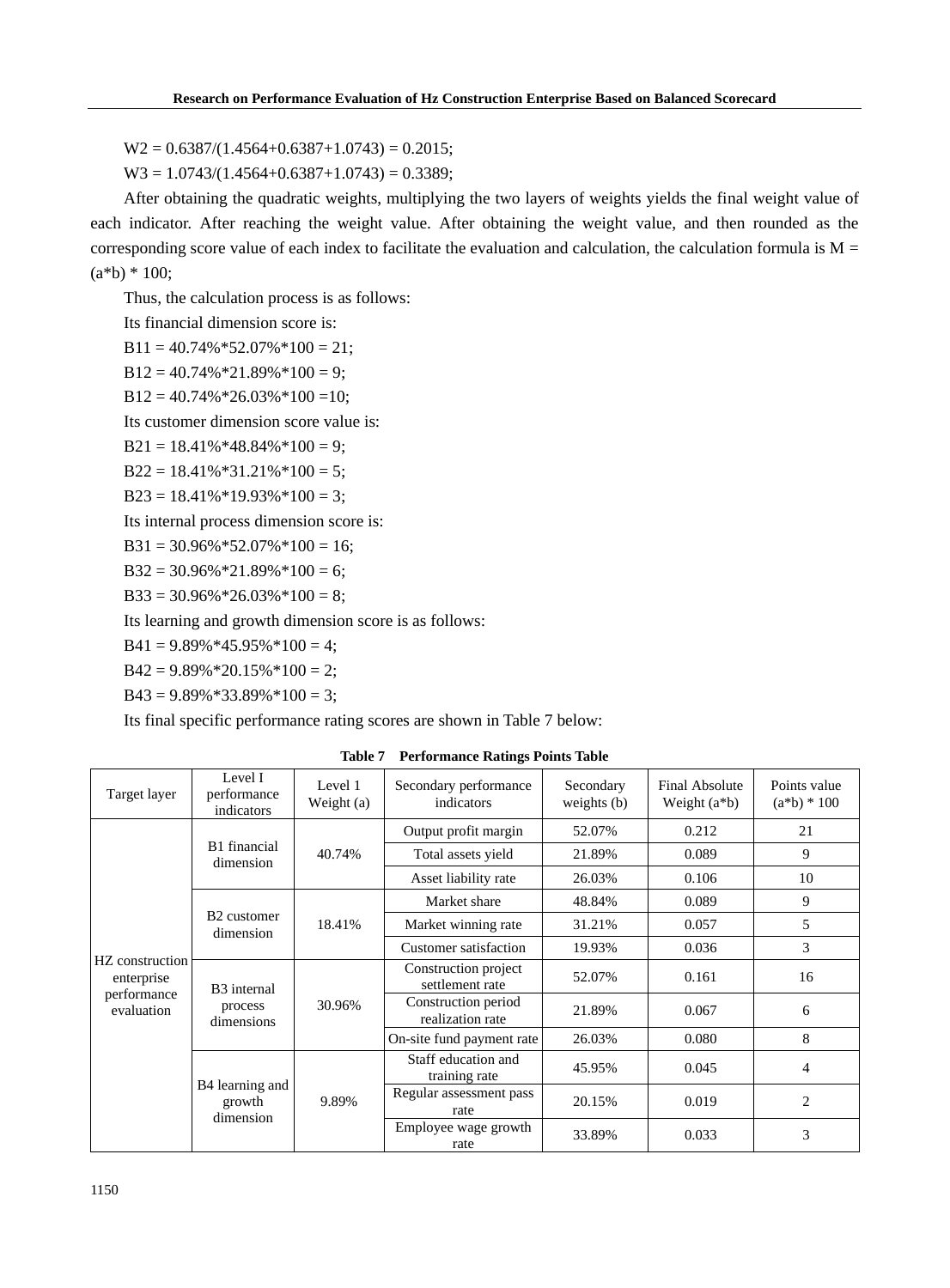W2 = 0.6387/(1.4564+0.6387+1.0743) = 0.2015;

W3 = 1.0743/(1.4564+0.6387+1.0743) = 0.3389;

After obtaining the quadratic weights, multiplying the two layers of weights yields the final weight value of each indicator. After reaching the weight value. After obtaining the weight value, and then rounded as the corresponding score value of each index to facilitate the evaluation and calculation, the calculation formula is M = (a*b) * 100;

Thus, the calculation process is as follows:

Its financial dimension score is:

B11 = 40.74%*52.07%*100 = 21;

B12 = 40.74%*21.89%*100 = 9;

B12 = 40.74%*26.03%*100 =10;

Its customer dimension score value is:

B21 = 18.41%*48.84%*100 = 9;

B22 = 18.41%*31.21%*100 = 5;

B23 = 18.41%*19.93%*100 = 3;

Its internal process dimension score is:

B31 = 30.96%*52.07%*100 = 16;

B32 = 30.96%*21.89%*100 = 6;

B33 = 30.96%*26.03%*100 = 8;

Its learning and growth dimension score is as follows:

B41 = 9.89%*45.95%*100 = 4;

B42 = 9.89%*20.15%*100 = 2;

B43 = 9.89%*33.89%*100 = 3;

Its final specific performance rating scores are shown in Table 7 below:

**Table 7 Performance Ratings Points Table**

| Target layer | Level I performance indicators | Level 1 Weight (a) | Secondary performance indicators | Secondary weights (b) | Final Absolute Weight (a*b) | Points value (a*b) * 100 |
|---|---|---|---|---|---|---|
| HZ construction enterprise performance evaluation | B1 financial dimension | 40.74% | Output profit margin | 52.07% | 0.212 | 21 |
| | | | Total assets yield | 21.89% | 0.089 | 9 |
| | | | Asset liability rate | 26.03% | 0.106 | 10 |
| | B2 customer dimension | 18.41% | Market share | 48.84% | 0.089 | 9 |
| | | | Market winning rate | 31.21% | 0.057 | 5 |
| | | | Customer satisfaction | 19.93% | 0.036 | 3 |
| | B3 internal process dimensions | 30.96% | Construction project settlement rate | 52.07% | 0.161 | 16 |
| | | | Construction period realization rate | 21.89% | 0.067 | 6 |
| | | | On-site fund payment rate | 26.03% | 0.080 | 8 |
| | B4 learning and growth dimension | 9.89% | Staff education and training rate | 45.95% | 0.045 | 4 |
| | | | Regular assessment pass rate | 20.15% | 0.019 | 2 |
| | | | Employee wage growth rate | 33.89% | 0.033 | 3 |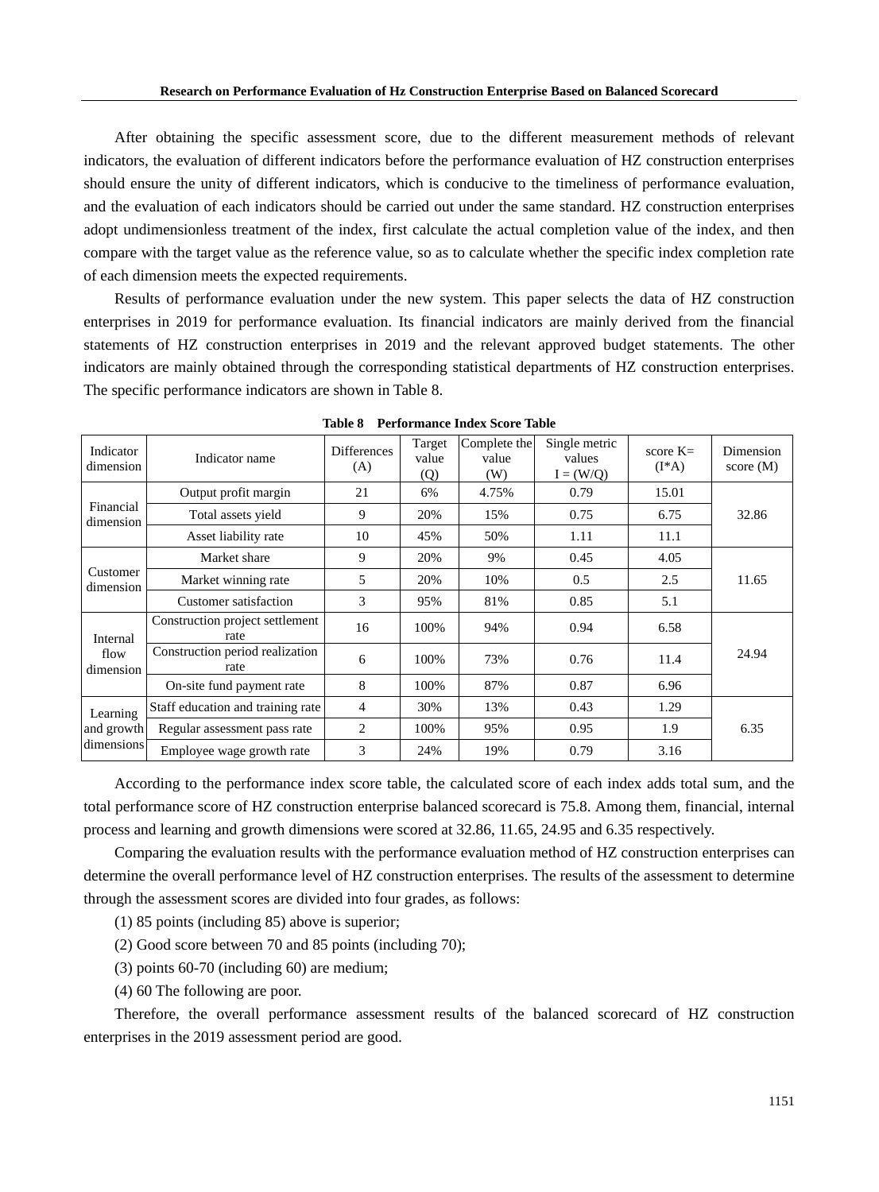After obtaining the specific assessment score, due to the different measurement methods of relevant indicators, the evaluation of different indicators before the performance evaluation of HZ construction enterprises should ensure the unity of different indicators, which is conducive to the timeliness of performance evaluation, and the evaluation of each indicators should be carried out under the same standard. HZ construction enterprises adopt undimensionless treatment of the index, first calculate the actual completion value of the index, and then compare with the target value as the reference value, so as to calculate whether the specific index completion rate of each dimension meets the expected requirements.

Results of performance evaluation under the new system. This paper selects the data of HZ construction enterprises in 2019 for performance evaluation. Its financial indicators are mainly derived from the financial statements of HZ construction enterprises in 2019 and the relevant approved budget statements. The other indicators are mainly obtained through the corresponding statistical departments of HZ construction enterprises. The specific performance indicators are shown in Table 8.

**Table 8 Performance Index Score Table**

| Indicator dimension | Indicator name | Differences (A) | Target value (Q) | Complete the value (W) | Single metric values I = (W/Q) | score K= (I*A) | Dimension score (M) |
|---|---|---|---|---|---|---|---|
| Financial dimension | Output profit margin | 21 | 6% | 4.75% | 0.79 | 15.01 | 32.86 |
| | Total assets yield | 9 | 20% | 15% | 0.75 | 6.75 | |
| | Asset liability rate | 10 | 45% | 50% | 1.11 | 11.1 | |
| Customer dimension | Market share | 9 | 20% | 9% | 0.45 | 4.05 | 11.65 |
| | Market winning rate | 5 | 20% | 10% | 0.5 | 2.5 | |
| | Customer satisfaction | 3 | 95% | 81% | 0.85 | 5.1 | |
| Internal flow dimension | Construction project settlement rate | 16 | 100% | 94% | 0.94 | 6.58 | 24.94 |
| | Construction period realization rate | 6 | 100% | 73% | 0.76 | 11.4 | |
| | On-site fund payment rate | 8 | 100% | 87% | 0.87 | 6.96 | |
| Learning and growth dimensions | Staff education and training rate | 4 | 30% | 13% | 0.43 | 1.29 | 6.35 |
| | Regular assessment pass rate | 2 | 100% | 95% | 0.95 | 1.9 | |
| | Employee wage growth rate | 3 | 24% | 19% | 0.79 | 3.16 | |

According to the performance index score table, the calculated score of each index adds total sum, and the total performance score of HZ construction enterprise balanced scorecard is 75.8. Among them, financial, internal process and learning and growth dimensions were scored at 32.86, 11.65, 24.95 and 6.35 respectively.

Comparing the evaluation results with the performance evaluation method of HZ construction enterprises can determine the overall performance level of HZ construction enterprises. The results of the assessment to determine through the assessment scores are divided into four grades, as follows:

(1) 85 points (including 85) above is superior;

(2) Good score between 70 and 85 points (including 70);

(3) points 60-70 (including 60) are medium;

(4) 60 The following are poor.

Therefore, the overall performance assessment results of the balanced scorecard of HZ construction enterprises in the 2019 assessment period are good.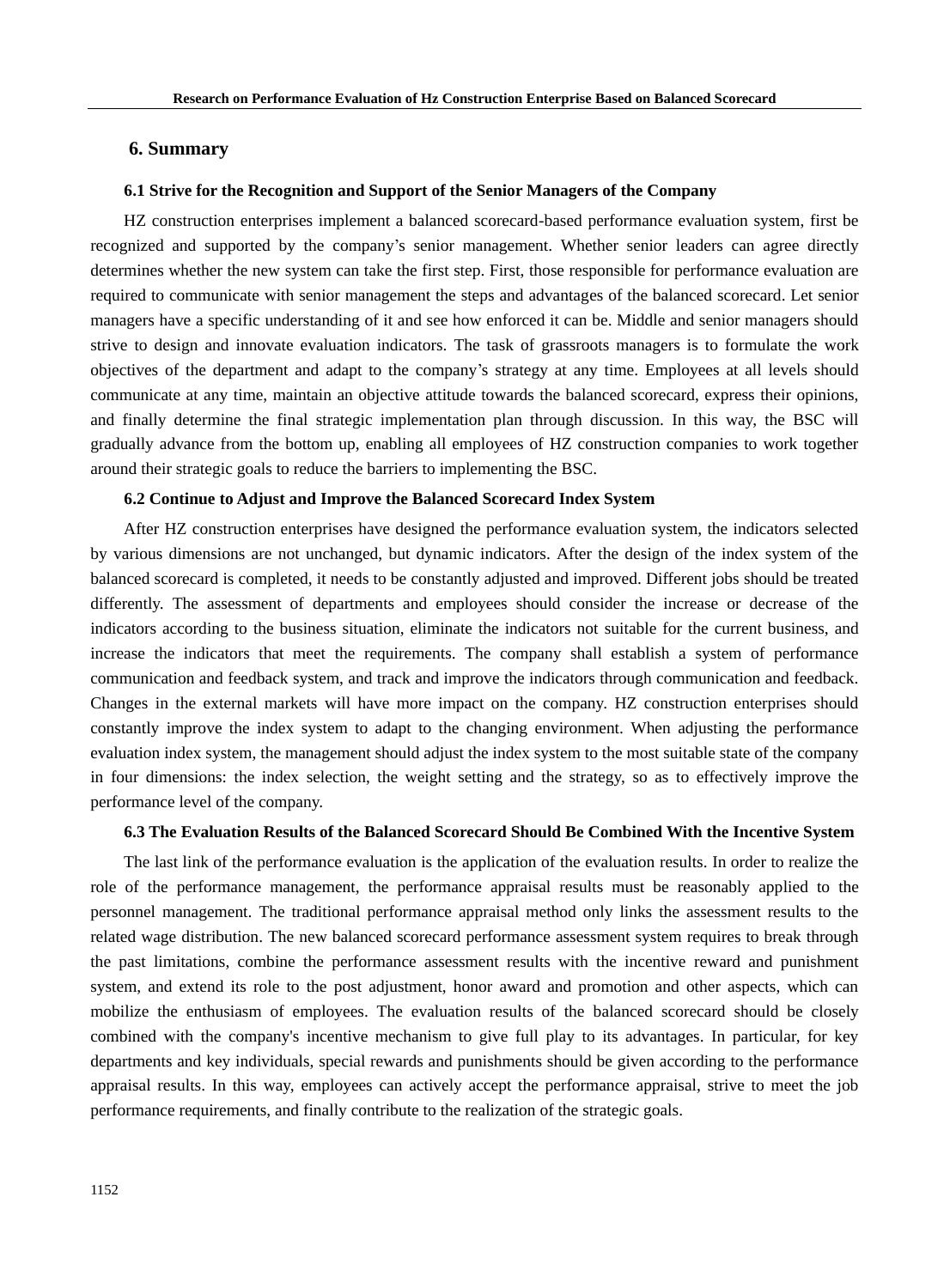## 6. Summary

### 6.1 Strive for the Recognition and Support of the Senior Managers of the Company

HZ construction enterprises implement a balanced scorecard-based performance evaluation system, first be recognized and supported by the company's senior management. Whether senior leaders can agree directly determines whether the new system can take the first step. First, those responsible for performance evaluation are required to communicate with senior management the steps and advantages of the balanced scorecard. Let senior managers have a specific understanding of it and see how enforced it can be. Middle and senior managers should strive to design and innovate evaluation indicators. The task of grassroots managers is to formulate the work objectives of the department and adapt to the company's strategy at any time. Employees at all levels should communicate at any time, maintain an objective attitude towards the balanced scorecard, express their opinions, and finally determine the final strategic implementation plan through discussion. In this way, the BSC will gradually advance from the bottom up, enabling all employees of HZ construction companies to work together around their strategic goals to reduce the barriers to implementing the BSC.

### 6.2 Continue to Adjust and Improve the Balanced Scorecard Index System

After HZ construction enterprises have designed the performance evaluation system, the indicators selected by various dimensions are not unchanged, but dynamic indicators. After the design of the index system of the balanced scorecard is completed, it needs to be constantly adjusted and improved. Different jobs should be treated differently. The assessment of departments and employees should consider the increase or decrease of the indicators according to the business situation, eliminate the indicators not suitable for the current business, and increase the indicators that meet the requirements. The company shall establish a system of performance communication and feedback system, and track and improve the indicators through communication and feedback. Changes in the external markets will have more impact on the company. HZ construction enterprises should constantly improve the index system to adapt to the changing environment. When adjusting the performance evaluation index system, the management should adjust the index system to the most suitable state of the company in four dimensions: the index selection, the weight setting and the strategy, so as to effectively improve the performance level of the company.

### 6.3 The Evaluation Results of the Balanced Scorecard Should Be Combined With the Incentive System

The last link of the performance evaluation is the application of the evaluation results. In order to realize the role of the performance management, the performance appraisal results must be reasonably applied to the personnel management. The traditional performance appraisal method only links the assessment results to the related wage distribution. The new balanced scorecard performance assessment system requires to break through the past limitations, combine the performance assessment results with the incentive reward and punishment system, and extend its role to the post adjustment, honor award and promotion and other aspects, which can mobilize the enthusiasm of employees. The evaluation results of the balanced scorecard should be closely combined with the company's incentive mechanism to give full play to its advantages. In particular, for key departments and key individuals, special rewards and punishments should be given according to the performance appraisal results. In this way, employees can actively accept the performance appraisal, strive to meet the job performance requirements, and finally contribute to the realization of the strategic goals.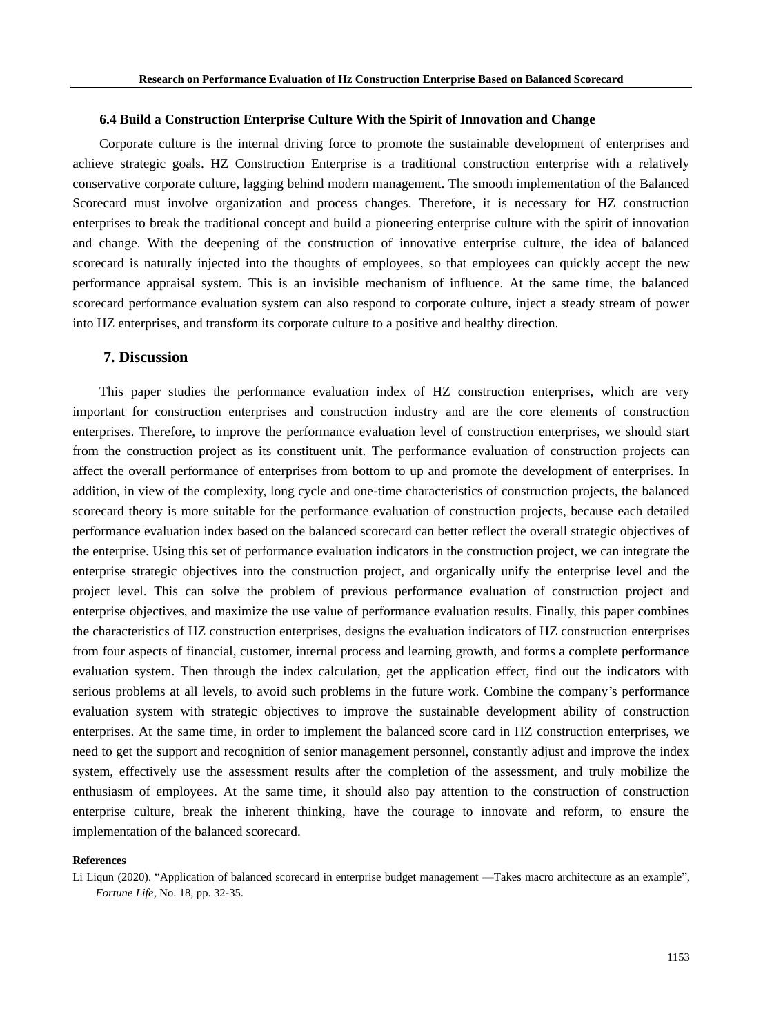### 6.4 Build a Construction Enterprise Culture With the Spirit of Innovation and Change

Corporate culture is the internal driving force to promote the sustainable development of enterprises and achieve strategic goals. HZ Construction Enterprise is a traditional construction enterprise with a relatively conservative corporate culture, lagging behind modern management. The smooth implementation of the Balanced Scorecard must involve organization and process changes. Therefore, it is necessary for HZ construction enterprises to break the traditional concept and build a pioneering enterprise culture with the spirit of innovation and change. With the deepening of the construction of innovative enterprise culture, the idea of balanced scorecard is naturally injected into the thoughts of employees, so that employees can quickly accept the new performance appraisal system. This is an invisible mechanism of influence. At the same time, the balanced scorecard performance evaluation system can also respond to corporate culture, inject a steady stream of power into HZ enterprises, and transform its corporate culture to a positive and healthy direction.

## 7. Discussion

This paper studies the performance evaluation index of HZ construction enterprises, which are very important for construction enterprises and construction industry and are the core elements of construction enterprises. Therefore, to improve the performance evaluation level of construction enterprises, we should start from the construction project as its constituent unit. The performance evaluation of construction projects can affect the overall performance of enterprises from bottom to up and promote the development of enterprises. In addition, in view of the complexity, long cycle and one-time characteristics of construction projects, the balanced scorecard theory is more suitable for the performance evaluation of construction projects, because each detailed performance evaluation index based on the balanced scorecard can better reflect the overall strategic objectives of the enterprise. Using this set of performance evaluation indicators in the construction project, we can integrate the enterprise strategic objectives into the construction project, and organically unify the enterprise level and the project level. This can solve the problem of previous performance evaluation of construction project and enterprise objectives, and maximize the use value of performance evaluation results. Finally, this paper combines the characteristics of HZ construction enterprises, designs the evaluation indicators of HZ construction enterprises from four aspects of financial, customer, internal process and learning growth, and forms a complete performance evaluation system. Then through the index calculation, get the application effect, find out the indicators with serious problems at all levels, to avoid such problems in the future work. Combine the company's performance evaluation system with strategic objectives to improve the sustainable development ability of construction enterprises. At the same time, in order to implement the balanced score card in HZ construction enterprises, we need to get the support and recognition of senior management personnel, constantly adjust and improve the index system, effectively use the assessment results after the completion of the assessment, and truly mobilize the enthusiasm of employees. At the same time, it should also pay attention to the construction of construction enterprise culture, break the inherent thinking, have the courage to innovate and reform, to ensure the implementation of the balanced scorecard.

**References**

Li Liqun (2020). "Application of balanced scorecard in enterprise budget management —Takes macro architecture as an example", *Fortune Life*, No. 18, pp. 32-35.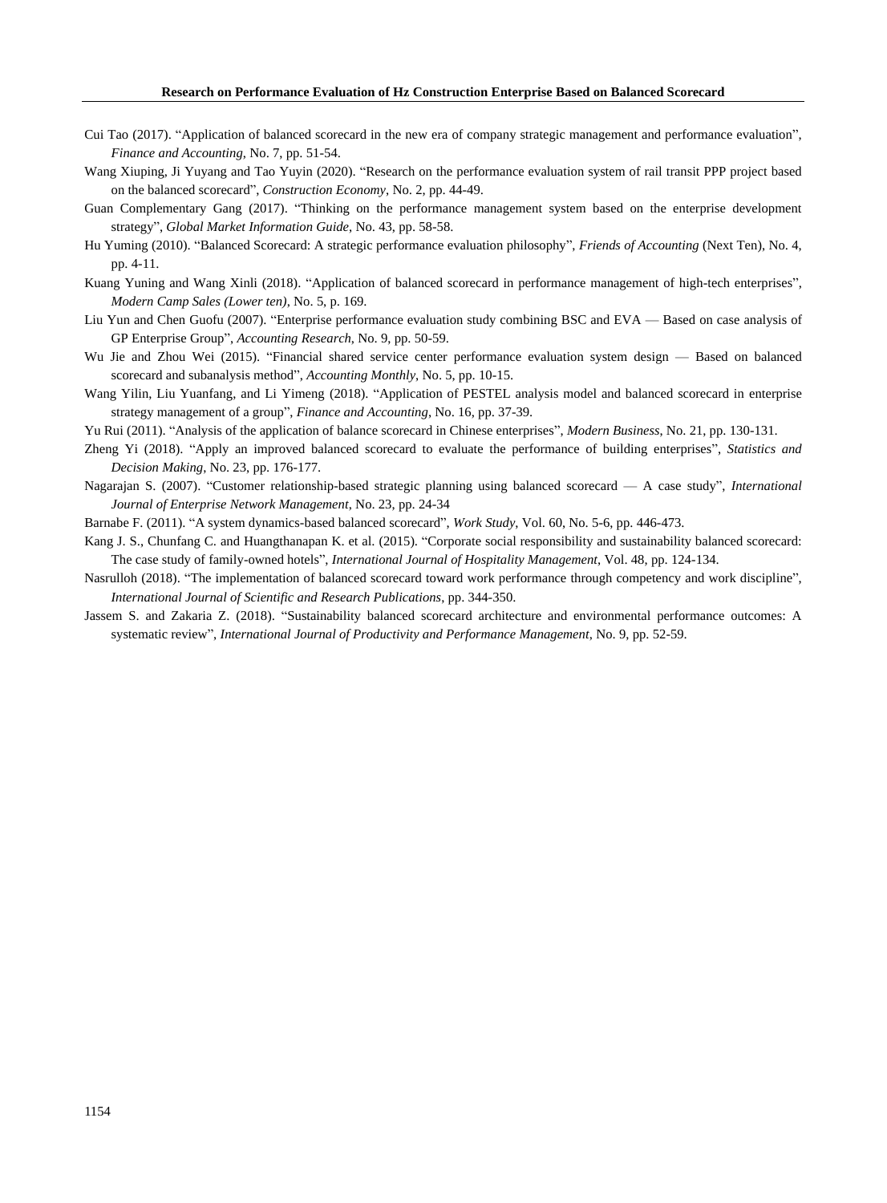Cui Tao (2017). "Application of balanced scorecard in the new era of company strategic management and performance evaluation", *Finance and Accounting*, No. 7, pp. 51-54.

Wang Xiuping, Ji Yuyang and Tao Yuyin (2020). "Research on the performance evaluation system of rail transit PPP project based on the balanced scorecard", *Construction Economy*, No. 2, pp. 44-49.

Guan Complementary Gang (2017). "Thinking on the performance management system based on the enterprise development strategy", *Global Market Information Guide*, No. 43, pp. 58-58.

Hu Yuming (2010). "Balanced Scorecard: A strategic performance evaluation philosophy", *Friends of Accounting* (Next Ten), No. 4, pp. 4-11.

Kuang Yuning and Wang Xinli (2018). "Application of balanced scorecard in performance management of high-tech enterprises", *Modern Camp Sales (Lower ten)*, No. 5, p. 169.

Liu Yun and Chen Guofu (2007). "Enterprise performance evaluation study combining BSC and EVA — Based on case analysis of GP Enterprise Group", *Accounting Research*, No. 9, pp. 50-59.

Wu Jie and Zhou Wei (2015). "Financial shared service center performance evaluation system design — Based on balanced scorecard and subanalysis method", *Accounting Monthly*, No. 5, pp. 10-15.

Wang Yilin, Liu Yuanfang, and Li Yimeng (2018). "Application of PESTEL analysis model and balanced scorecard in enterprise strategy management of a group", *Finance and Accounting*, No. 16, pp. 37-39.

Yu Rui (2011). "Analysis of the application of balance scorecard in Chinese enterprises", *Modern Business*, No. 21, pp. 130-131.

Zheng Yi (2018). "Apply an improved balanced scorecard to evaluate the performance of building enterprises", *Statistics and Decision Making*, No. 23, pp. 176-177.

Nagarajan S. (2007). "Customer relationship-based strategic planning using balanced scorecard — A case study", *International Journal of Enterprise Network Management*, No. 23, pp. 24-34

Barnabe F. (2011). "A system dynamics-based balanced scorecard", *Work Study*, Vol. 60, No. 5-6, pp. 446-473.

Kang J. S., Chunfang C. and Huangthanapan K. et al. (2015). "Corporate social responsibility and sustainability balanced scorecard: The case study of family-owned hotels", *International Journal of Hospitality Management*, Vol. 48, pp. 124-134.

Nasrulloh (2018). "The implementation of balanced scorecard toward work performance through competency and work discipline", *International Journal of Scientific and Research Publications*, pp. 344-350.

Jassem S. and Zakaria Z. (2018). "Sustainability balanced scorecard architecture and environmental performance outcomes: A systematic review", *International Journal of Productivity and Performance Management*, No. 9, pp. 52-59.